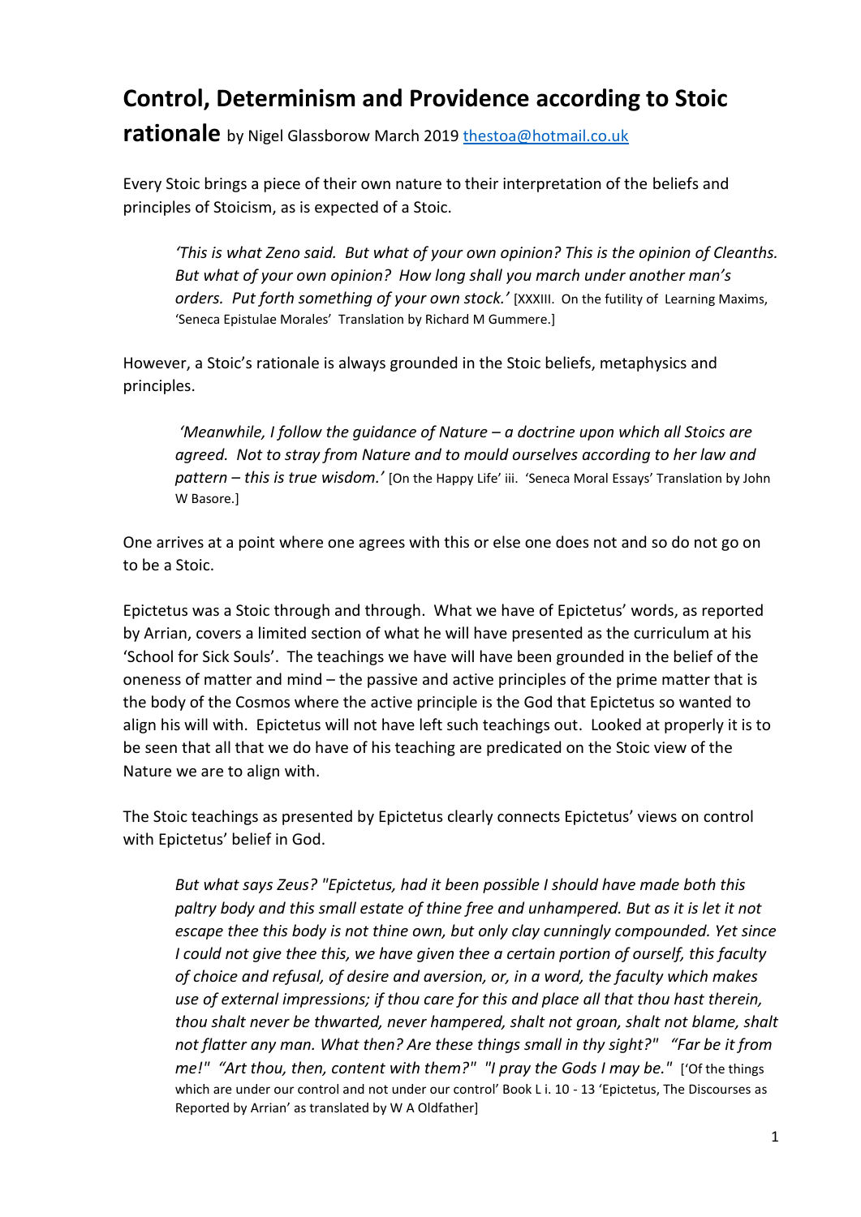# Control, Determinism and Providence according to Stoic rationale

by Nigel Glassborow March 2019 thestoa@hotmail.co.uk

Every Stoic brings a piece of their own nature to their interpretation of the beliefs and principles of Stoicism, as is expected of a Stoic.

> *'This is what Zeno said. But what of your own opinion? This is the opinion of Cleanths. But what of your own opinion? How long shall you march under another man's orders. Put forth something of your own stock.'* [XXXIII. On the futility of Learning Maxims, 'Seneca Epistulae Morales' Translation by Richard M Gummere.]

However, a Stoic's rationale is always grounded in the Stoic beliefs, metaphysics and principles.

> *'Meanwhile, I follow the guidance of Nature – a doctrine upon which all Stoics are agreed. Not to stray from Nature and to mould ourselves according to her law and pattern – this is true wisdom.'* [On the Happy Life' iii. 'Seneca Moral Essays' Translation by John W Basore.]

One arrives at a point where one agrees with this or else one does not and so do not go on to be a Stoic.

Epictetus was a Stoic through and through. What we have of Epictetus' words, as reported by Arrian, covers a limited section of what he will have presented as the curriculum at his 'School for Sick Souls'. The teachings we have will have been grounded in the belief of the oneness of matter and mind – the passive and active principles of the prime matter that is the body of the Cosmos where the active principle is the God that Epictetus so wanted to align his will with. Epictetus will not have left such teachings out. Looked at properly it is to be seen that all that we do have of his teaching are predicated on the Stoic view of the Nature we are to align with.

The Stoic teachings as presented by Epictetus clearly connects Epictetus' views on control with Epictetus' belief in God.

> *But what says Zeus? "Epictetus, had it been possible I should have made both this paltry body and this small estate of thine free and unhampered. But as it is let it not escape thee this body is not thine own, but only clay cunningly compounded. Yet since I could not give thee this, we have given thee a certain portion of ourself, this faculty of choice and refusal, of desire and aversion, or, in a word, the faculty which makes use of external impressions; if thou care for this and place all that thou hast therein, thou shalt never be thwarted, never hampered, shalt not groan, shalt not blame, shalt not flatter any man. What then? Are these things small in thy sight?" "Far be it from me!" "Art thou, then, content with them?" "I pray the Gods I may be."* ['Of the things which are under our control and not under our control' Book L i. 10 - 13 'Epictetus, The Discourses as Reported by Arrian' as translated by W A Oldfather]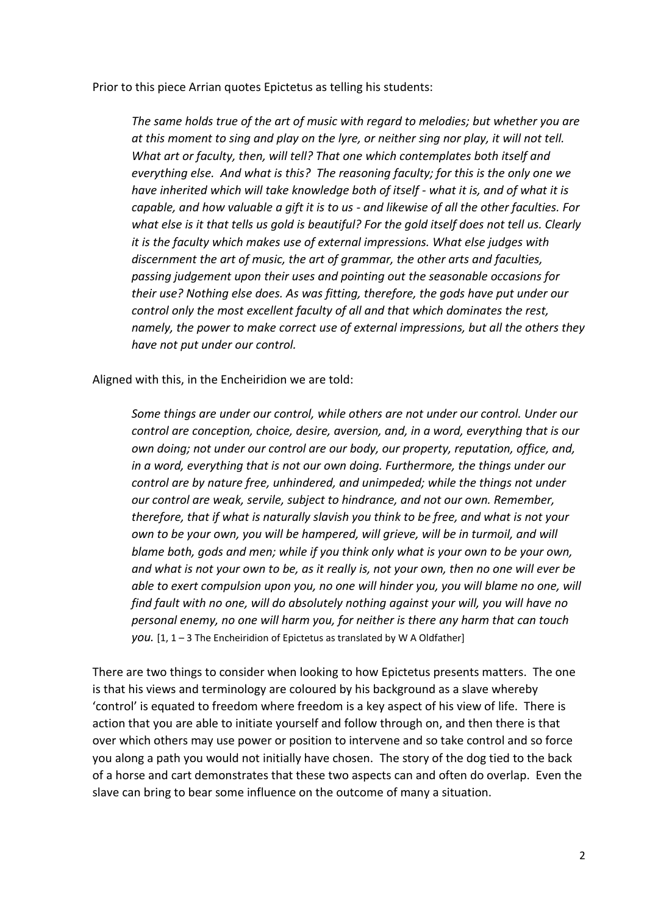Prior to this piece Arrian quotes Epictetus as telling his students:

> *The same holds true of the art of music with regard to melodies; but whether you are at this moment to sing and play on the lyre, or neither sing nor play, it will not tell. What art or faculty, then, will tell? That one which contemplates both itself and everything else. And what is this? The reasoning faculty; for this is the only one we have inherited which will take knowledge both of itself - what it is, and of what it is capable, and how valuable a gift it is to us - and likewise of all the other faculties. For what else is it that tells us gold is beautiful? For the gold itself does not tell us. Clearly it is the faculty which makes use of external impressions. What else judges with discernment the art of music, the art of grammar, the other arts and faculties, passing judgement upon their uses and pointing out the seasonable occasions for their use? Nothing else does. As was fitting, therefore, the gods have put under our control only the most excellent faculty of all and that which dominates the rest, namely, the power to make correct use of external impressions, but all the others they have not put under our control.*

Aligned with this, in the Encheiridion we are told:

> *Some things are under our control, while others are not under our control. Under our control are conception, choice, desire, aversion, and, in a word, everything that is our own doing; not under our control are our body, our property, reputation, office, and, in a word, everything that is not our own doing. Furthermore, the things under our control are by nature free, unhindered, and unimpeded; while the things not under our control are weak, servile, subject to hindrance, and not our own. Remember, therefore, that if what is naturally slavish you think to be free, and what is not your own to be your own, you will be hampered, will grieve, will be in turmoil, and will blame both, gods and men; while if you think only what is your own to be your own, and what is not your own to be, as it really is, not your own, then no one will ever be able to exert compulsion upon you, no one will hinder you, you will blame no one, will find fault with no one, will do absolutely nothing against your will, you will have no personal enemy, no one will harm you, for neither is there any harm that can touch you.* [1, 1 – 3 The Encheiridion of Epictetus as translated by W A Oldfather]

There are two things to consider when looking to how Epictetus presents matters. The one is that his views and terminology are coloured by his background as a slave whereby 'control' is equated to freedom where freedom is a key aspect of his view of life. There is action that you are able to initiate yourself and follow through on, and then there is that over which others may use power or position to intervene and so take control and so force you along a path you would not initially have chosen. The story of the dog tied to the back of a horse and cart demonstrates that these two aspects can and often do overlap. Even the slave can bring to bear some influence on the outcome of many a situation.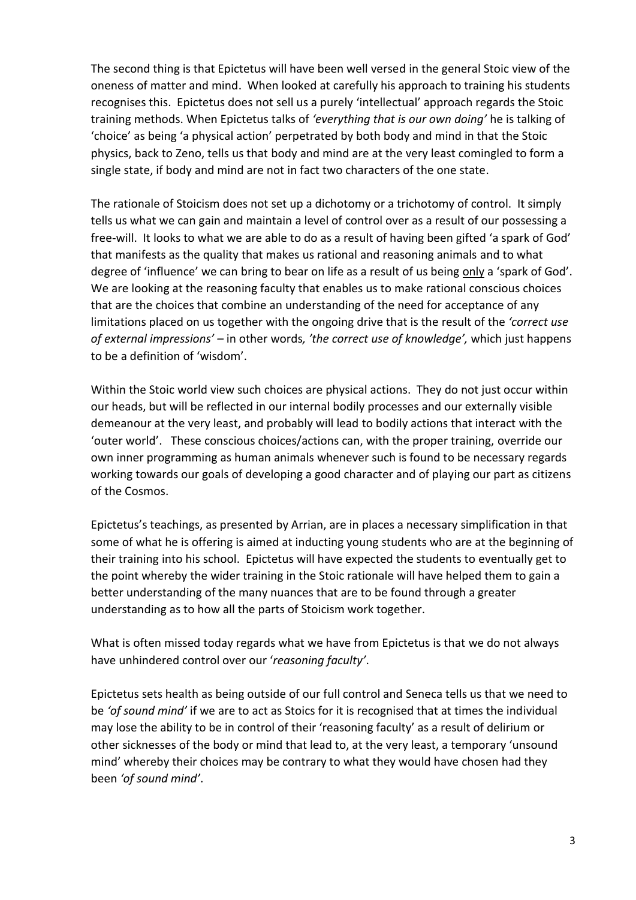The second thing is that Epictetus will have been well versed in the general Stoic view of the oneness of matter and mind. When looked at carefully his approach to training his students recognises this. Epictetus does not sell us a purely 'intellectual' approach regards the Stoic training methods. When Epictetus talks of *'everything that is our own doing'* he is talking of 'choice' as being 'a physical action' perpetrated by both body and mind in that the Stoic physics, back to Zeno, tells us that body and mind are at the very least comingled to form a single state, if body and mind are not in fact two characters of the one state.

The rationale of Stoicism does not set up a dichotomy or a trichotomy of control. It simply tells us what we can gain and maintain a level of control over as a result of our possessing a free-will. It looks to what we are able to do as a result of having been gifted 'a spark of God' that manifests as the quality that makes us rational and reasoning animals and to what degree of 'influence' we can bring to bear on life as a result of us being <u>only</u> a 'spark of God'. We are looking at the reasoning faculty that enables us to make rational conscious choices that are the choices that combine an understanding of the need for acceptance of any limitations placed on us together with the ongoing drive that is the result of the *'correct use of external impressions'* – in other words*, 'the correct use of knowledge',* which just happens to be a definition of 'wisdom'.

Within the Stoic world view such choices are physical actions. They do not just occur within our heads, but will be reflected in our internal bodily processes and our externally visible demeanour at the very least, and probably will lead to bodily actions that interact with the 'outer world'. These conscious choices/actions can, with the proper training, override our own inner programming as human animals whenever such is found to be necessary regards working towards our goals of developing a good character and of playing our part as citizens of the Cosmos.

Epictetus's teachings, as presented by Arrian, are in places a necessary simplification in that some of what he is offering is aimed at inducting young students who are at the beginning of their training into his school. Epictetus will have expected the students to eventually get to the point whereby the wider training in the Stoic rationale will have helped them to gain a better understanding of the many nuances that are to be found through a greater understanding as to how all the parts of Stoicism work together.

What is often missed today regards what we have from Epictetus is that we do not always have unhindered control over our '*reasoning faculty'*.

Epictetus sets health as being outside of our full control and Seneca tells us that we need to be *'of sound mind'* if we are to act as Stoics for it is recognised that at times the individual may lose the ability to be in control of their 'reasoning faculty' as a result of delirium or other sicknesses of the body or mind that lead to, at the very least, a temporary 'unsound mind' whereby their choices may be contrary to what they would have chosen had they been *'of sound mind'*.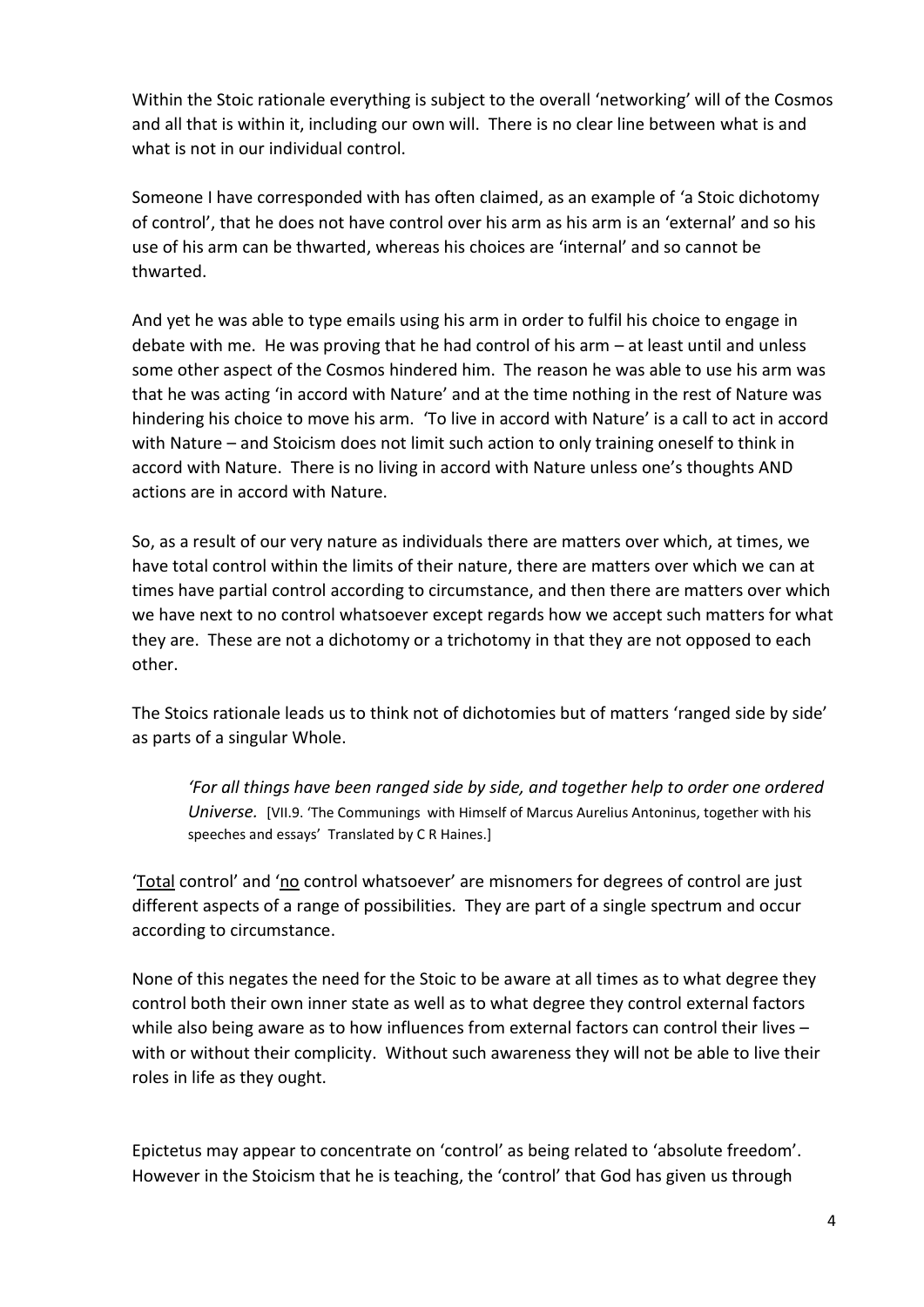Within the Stoic rationale everything is subject to the overall 'networking' will of the Cosmos and all that is within it, including our own will. There is no clear line between what is and what is not in our individual control.

Someone I have corresponded with has often claimed, as an example of 'a Stoic dichotomy of control', that he does not have control over his arm as his arm is an 'external' and so his use of his arm can be thwarted, whereas his choices are 'internal' and so cannot be thwarted.

And yet he was able to type emails using his arm in order to fulfil his choice to engage in debate with me. He was proving that he had control of his arm – at least until and unless some other aspect of the Cosmos hindered him. The reason he was able to use his arm was that he was acting 'in accord with Nature' and at the time nothing in the rest of Nature was hindering his choice to move his arm. 'To live in accord with Nature' is a call to act in accord with Nature – and Stoicism does not limit such action to only training oneself to think in accord with Nature. There is no living in accord with Nature unless one's thoughts AND actions are in accord with Nature.

So, as a result of our very nature as individuals there are matters over which, at times, we have total control within the limits of their nature, there are matters over which we can at times have partial control according to circumstance, and then there are matters over which we have next to no control whatsoever except regards how we accept such matters for what they are. These are not a dichotomy or a trichotomy in that they are not opposed to each other.

The Stoics rationale leads us to think not of dichotomies but of matters 'ranged side by side' as parts of a singular Whole.

> *'For all things have been ranged side by side, and together help to order one ordered Universe.* [VII.9. 'The Communings with Himself of Marcus Aurelius Antoninus, together with his speeches and essays' Translated by C R Haines.]

'Total control' and 'no control whatsoever' are misnomers for degrees of control are just different aspects of a range of possibilities. They are part of a single spectrum and occur according to circumstance.

None of this negates the need for the Stoic to be aware at all times as to what degree they control both their own inner state as well as to what degree they control external factors while also being aware as to how influences from external factors can control their lives – with or without their complicity. Without such awareness they will not be able to live their roles in life as they ought.

Epictetus may appear to concentrate on 'control' as being related to 'absolute freedom'. However in the Stoicism that he is teaching, the 'control' that God has given us through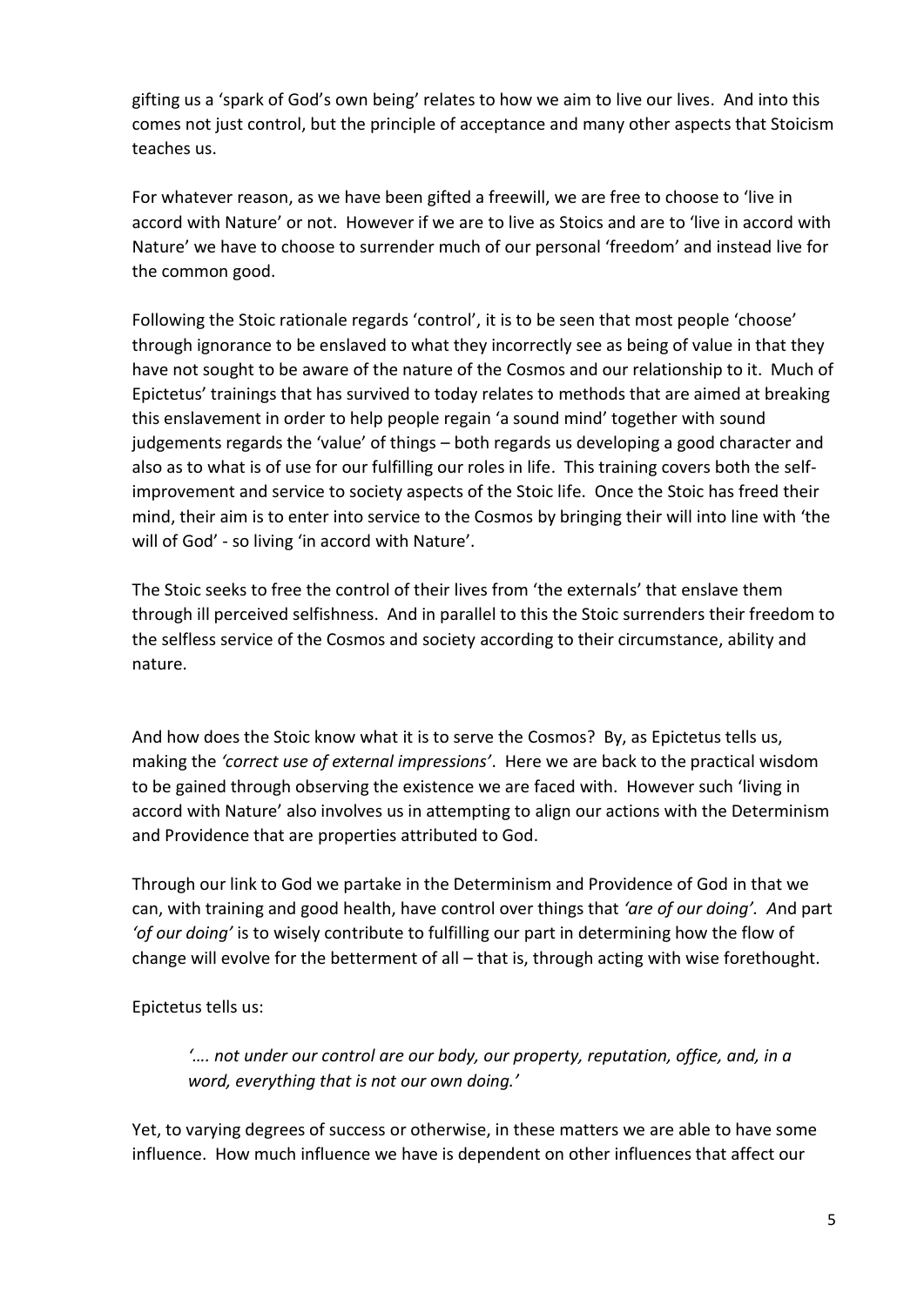gifting us a 'spark of God's own being' relates to how we aim to live our lives. And into this comes not just control, but the principle of acceptance and many other aspects that Stoicism teaches us.

For whatever reason, as we have been gifted a freewill, we are free to choose to 'live in accord with Nature' or not. However if we are to live as Stoics and are to 'live in accord with Nature' we have to choose to surrender much of our personal 'freedom' and instead live for the common good.

Following the Stoic rationale regards 'control', it is to be seen that most people 'choose' through ignorance to be enslaved to what they incorrectly see as being of value in that they have not sought to be aware of the nature of the Cosmos and our relationship to it. Much of Epictetus' trainings that has survived to today relates to methods that are aimed at breaking this enslavement in order to help people regain 'a sound mind' together with sound judgements regards the 'value' of things – both regards us developing a good character and also as to what is of use for our fulfilling our roles in life. This training covers both the self-improvement and service to society aspects of the Stoic life. Once the Stoic has freed their mind, their aim is to enter into service to the Cosmos by bringing their will into line with 'the will of God' - so living 'in accord with Nature'.

The Stoic seeks to free the control of their lives from 'the externals' that enslave them through ill perceived selfishness. And in parallel to this the Stoic surrenders their freedom to the selfless service of the Cosmos and society according to their circumstance, ability and nature.

And how does the Stoic know what it is to serve the Cosmos? By, as Epictetus tells us, making the *'correct use of external impressions'*. Here we are back to the practical wisdom to be gained through observing the existence we are faced with. However such 'living in accord with Nature' also involves us in attempting to align our actions with the Determinism and Providence that are properties attributed to God.

Through our link to God we partake in the Determinism and Providence of God in that we can, with training and good health, have control over things that *'are of our doing'*. And part *'of our doing'* is to wisely contribute to fulfilling our part in determining how the flow of change will evolve for the betterment of all – that is, through acting with wise forethought.

Epictetus tells us:

> *'…. not under our control are our body, our property, reputation, office, and, in a word, everything that is not our own doing.'*

Yet, to varying degrees of success or otherwise, in these matters we are able to have some influence. How much influence we have is dependent on other influences that affect our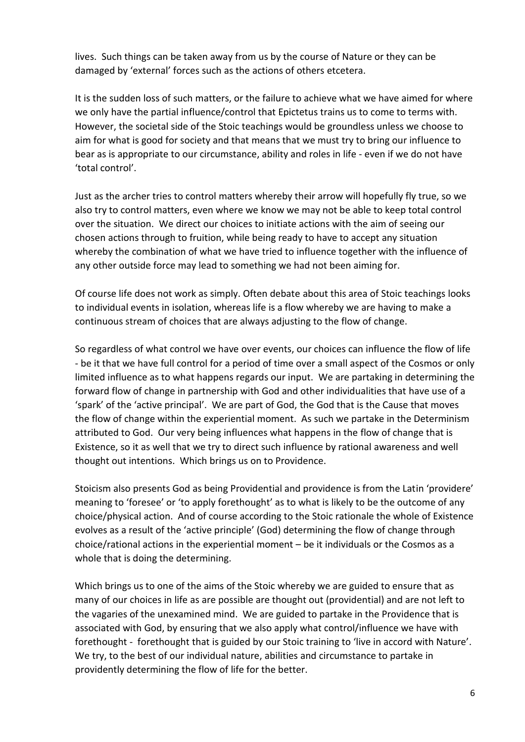lives. Such things can be taken away from us by the course of Nature or they can be damaged by 'external' forces such as the actions of others etcetera.

It is the sudden loss of such matters, or the failure to achieve what we have aimed for where we only have the partial influence/control that Epictetus trains us to come to terms with. However, the societal side of the Stoic teachings would be groundless unless we choose to aim for what is good for society and that means that we must try to bring our influence to bear as is appropriate to our circumstance, ability and roles in life - even if we do not have 'total control'.

Just as the archer tries to control matters whereby their arrow will hopefully fly true, so we also try to control matters, even where we know we may not be able to keep total control over the situation. We direct our choices to initiate actions with the aim of seeing our chosen actions through to fruition, while being ready to have to accept any situation whereby the combination of what we have tried to influence together with the influence of any other outside force may lead to something we had not been aiming for.

Of course life does not work as simply. Often debate about this area of Stoic teachings looks to individual events in isolation, whereas life is a flow whereby we are having to make a continuous stream of choices that are always adjusting to the flow of change.

So regardless of what control we have over events, our choices can influence the flow of life - be it that we have full control for a period of time over a small aspect of the Cosmos or only limited influence as to what happens regards our input. We are partaking in determining the forward flow of change in partnership with God and other individualities that have use of a 'spark' of the 'active principal'. We are part of God, the God that is the Cause that moves the flow of change within the experiential moment. As such we partake in the Determinism attributed to God. Our very being influences what happens in the flow of change that is Existence, so it as well that we try to direct such influence by rational awareness and well thought out intentions. Which brings us on to Providence.

Stoicism also presents God as being Providential and providence is from the Latin 'providere' meaning to 'foresee' or 'to apply forethought' as to what is likely to be the outcome of any choice/physical action. And of course according to the Stoic rationale the whole of Existence evolves as a result of the 'active principle' (God) determining the flow of change through choice/rational actions in the experiential moment – be it individuals or the Cosmos as a whole that is doing the determining.

Which brings us to one of the aims of the Stoic whereby we are guided to ensure that as many of our choices in life as are possible are thought out (providential) and are not left to the vagaries of the unexamined mind. We are guided to partake in the Providence that is associated with God, by ensuring that we also apply what control/influence we have with forethought - forethought that is guided by our Stoic training to 'live in accord with Nature'. We try, to the best of our individual nature, abilities and circumstance to partake in providently determining the flow of life for the better.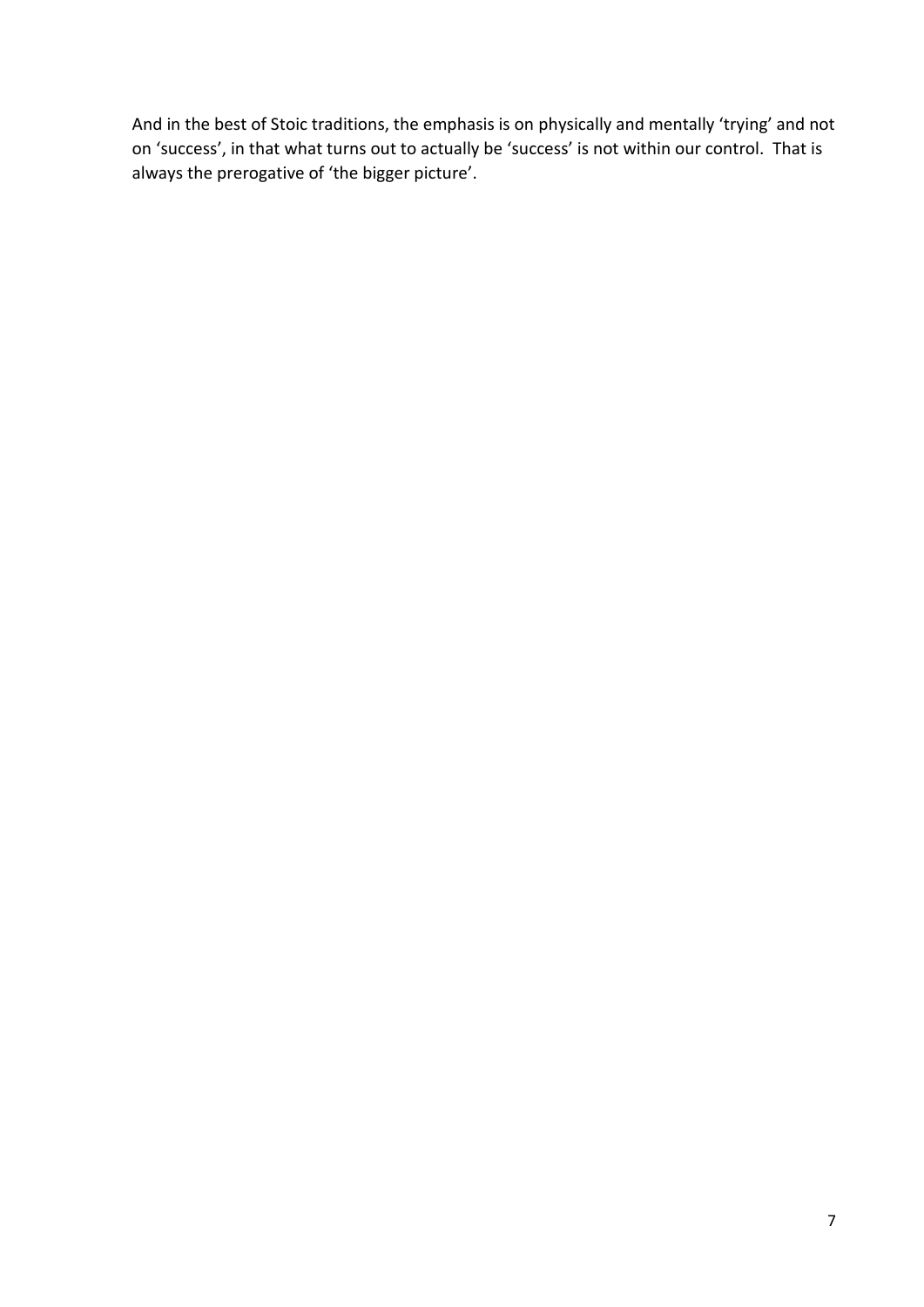And in the best of Stoic traditions, the emphasis is on physically and mentally 'trying' and not on 'success', in that what turns out to actually be 'success' is not within our control. That is always the prerogative of 'the bigger picture'.